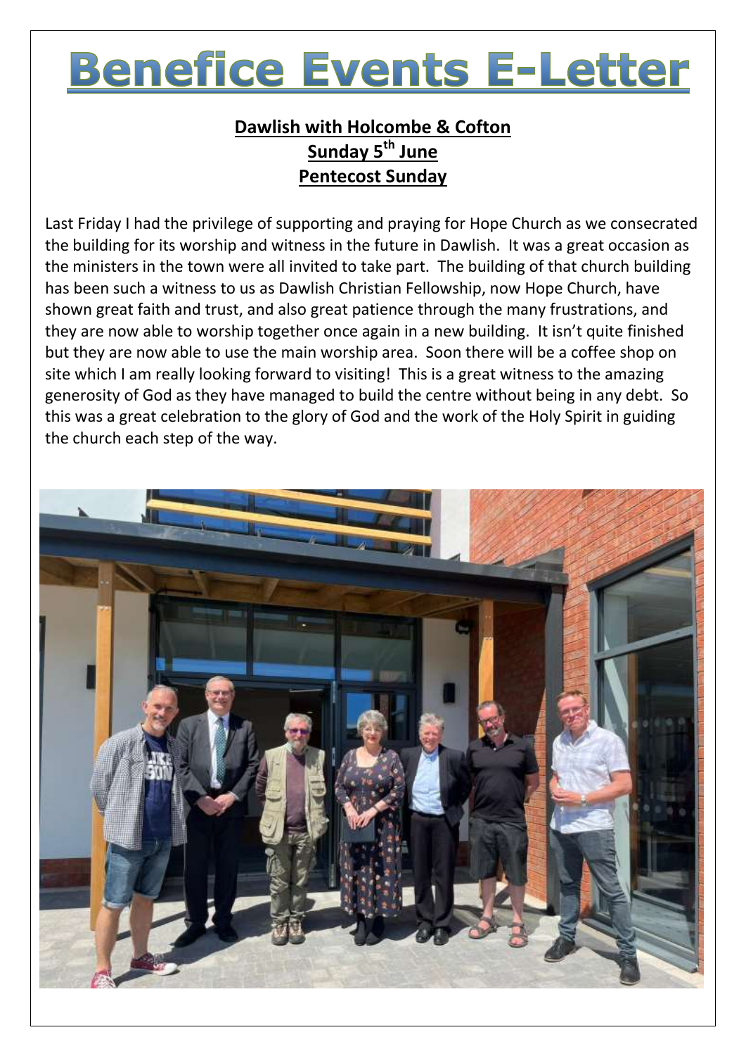# Benefice Events E-Letter

**Dawlish with Holcombe & Cofton**
**Sunday 5th June**
**Pentecost Sunday**

Last Friday I had the privilege of supporting and praying for Hope Church as we consecrated the building for its worship and witness in the future in Dawlish. It was a great occasion as the ministers in the town were all invited to take part. The building of that church building has been such a witness to us as Dawlish Christian Fellowship, now Hope Church, have shown great faith and trust, and also great patience through the many frustrations, and they are now able to worship together once again in a new building. It isn't quite finished but they are now able to use the main worship area. Soon there will be a coffee shop on site which I am really looking forward to visiting! This is a great witness to the amazing generosity of God as they have managed to build the centre without being in any debt. So this was a great celebration to the glory of God and the work of the Holy Spirit in guiding the church each step of the way.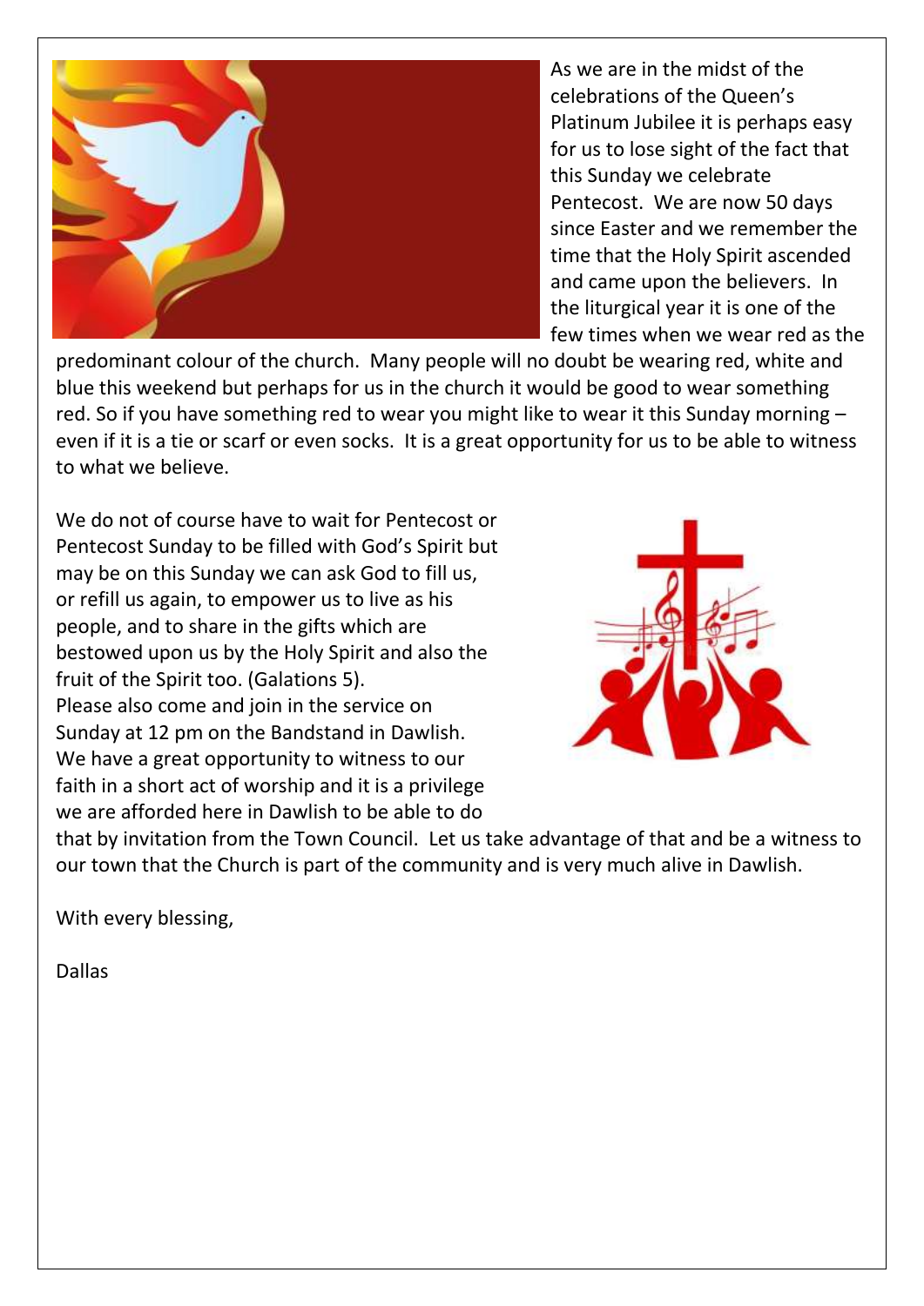As we are in the midst of the celebrations of the Queen's Platinum Jubilee it is perhaps easy for us to lose sight of the fact that this Sunday we celebrate Pentecost. We are now 50 days since Easter and we remember the time that the Holy Spirit ascended and came upon the believers. In the liturgical year it is one of the few times when we wear red as the predominant colour of the church. Many people will no doubt be wearing red, white and blue this weekend but perhaps for us in the church it would be good to wear something red. So if you have something red to wear you might like to wear it this Sunday morning – even if it is a tie or scarf or even socks. It is a great opportunity for us to be able to witness to what we believe.

We do not of course have to wait for Pentecost or Pentecost Sunday to be filled with God's Spirit but may be on this Sunday we can ask God to fill us, or refill us again, to empower us to live as his people, and to share in the gifts which are bestowed upon us by the Holy Spirit and also the fruit of the Spirit too. (Galations 5).
Please also come and join in the service on Sunday at 12 pm on the Bandstand in Dawlish. We have a great opportunity to witness to our faith in a short act of worship and it is a privilege we are afforded here in Dawlish to be able to do that by invitation from the Town Council. Let us take advantage of that and be a witness to our town that the Church is part of the community and is very much alive in Dawlish.

With every blessing,

Dallas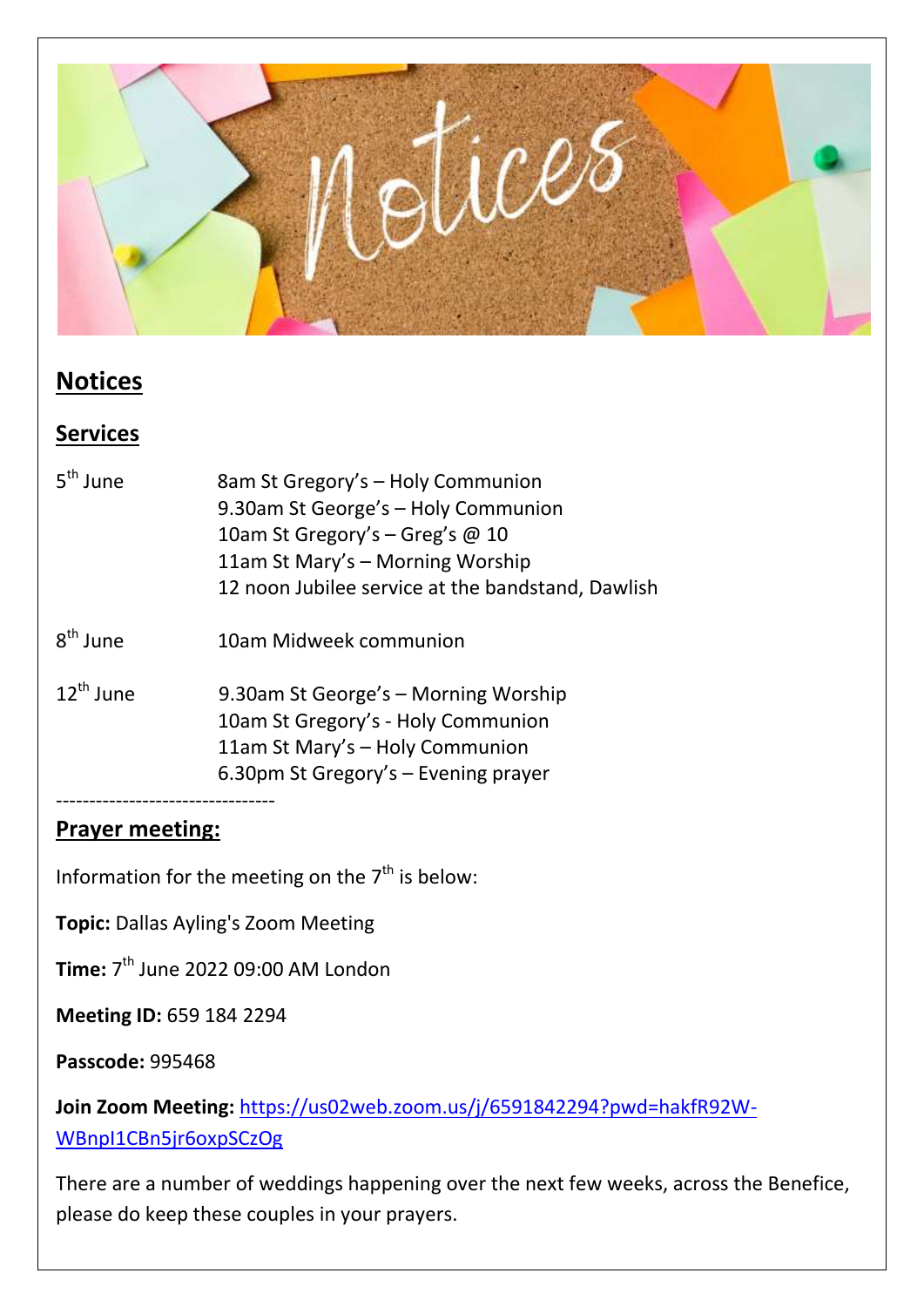# Notices

## Services

| | |
|---|---|
| 5th June | 8am St Gregory's – Holy Communion<br>9.30am St George's – Holy Communion<br>10am St Gregory's – Greg's @ 10<br>11am St Mary's – Morning Worship<br>12 noon Jubilee service at the bandstand, Dawlish |
| 8th June | 10am Midweek communion |
| 12th June | 9.30am St George's – Morning Worship<br>10am St Gregory's - Holy Communion<br>11am St Mary's – Holy Communion<br>6.30pm St Gregory's – Evening prayer |

---------------------------------

## Prayer meeting:

Information for the meeting on the 7th is below:

**Topic:** Dallas Ayling's Zoom Meeting

**Time:** 7th June 2022 09:00 AM London

**Meeting ID:** 659 184 2294

**Passcode:** 995468

**Join Zoom Meeting:** https://us02web.zoom.us/j/6591842294?pwd=hakfR92W-WBnpI1CBn5jr6oxpSCzOg

There are a number of weddings happening over the next few weeks, across the Benefice, please do keep these couples in your prayers.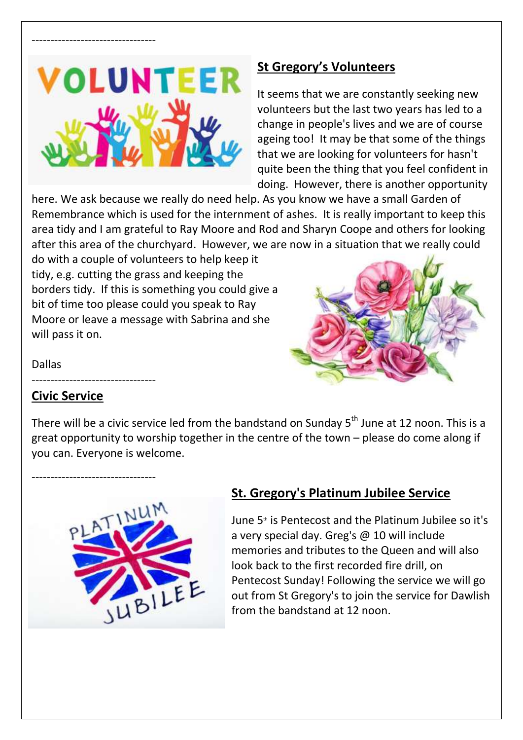---------------------------------

## St Gregory's Volunteers

It seems that we are constantly seeking new volunteers but the last two years has led to a change in people's lives and we are of course ageing too! It may be that some of the things that we are looking for volunteers for hasn't quite been the thing that you feel confident in doing. However, there is another opportunity here. We ask because we really do need help. As you know we have a small Garden of Remembrance which is used for the internment of ashes. It is really important to keep this area tidy and I am grateful to Ray Moore and Rod and Sharyn Coope and others for looking after this area of the churchyard. However, we are now in a situation that we really could do with a couple of volunteers to help keep it tidy, e.g. cutting the grass and keeping the borders tidy. If this is something you could give a bit of time too please could you speak to Ray Moore or leave a message with Sabrina and she will pass it on.

Dallas

---------------------------------

## Civic Service

There will be a civic service led from the bandstand on Sunday 5th June at 12 noon. This is a great opportunity to worship together in the centre of the town – please do come along if you can. Everyone is welcome.

---------------------------------

## St. Gregory's Platinum Jubilee Service

June 5th is Pentecost and the Platinum Jubilee so it's a very special day. Greg's @ 10 will include memories and tributes to the Queen and will also look back to the first recorded fire drill, on Pentecost Sunday! Following the service we will go out from St Gregory's to join the service for Dawlish from the bandstand at 12 noon.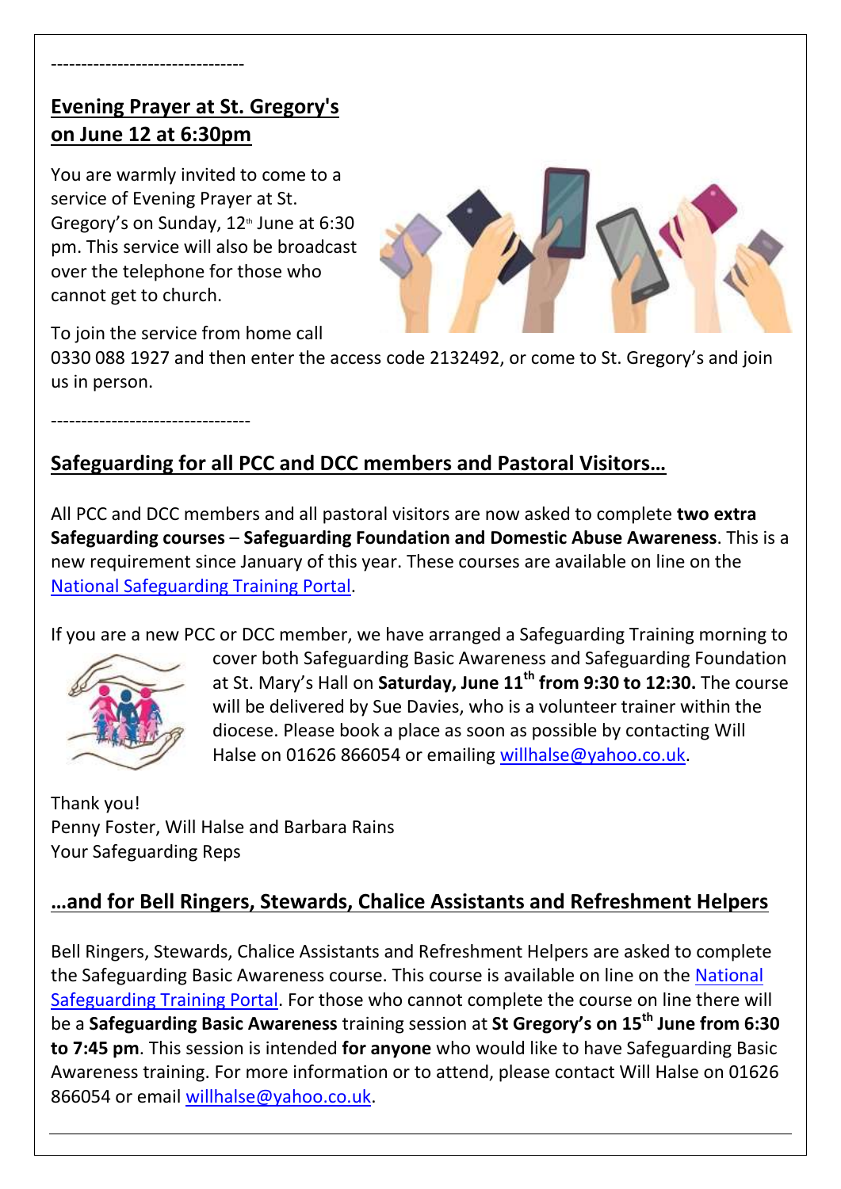--------------------------------

## Evening Prayer at St. Gregory's on June 12 at 6:30pm

You are warmly invited to come to a service of Evening Prayer at St. Gregory's on Sunday, 12th June at 6:30 pm. This service will also be broadcast over the telephone for those who cannot get to church.

To join the service from home call 0330 088 1927 and then enter the access code 2132492, or come to St. Gregory's and join us in person.

---------------------------------

## Safeguarding for all PCC and DCC members and Pastoral Visitors…

All PCC and DCC members and all pastoral visitors are now asked to complete **two extra Safeguarding courses** – **Safeguarding Foundation and Domestic Abuse Awareness**. This is a new requirement since January of this year. These courses are available on line on the National Safeguarding Training Portal.

If you are a new PCC or DCC member, we have arranged a Safeguarding Training morning to cover both Safeguarding Basic Awareness and Safeguarding Foundation at St. Mary's Hall on **Saturday, June 11th from 9:30 to 12:30.** The course will be delivered by Sue Davies, who is a volunteer trainer within the diocese. Please book a place as soon as possible by contacting Will Halse on 01626 866054 or emailing willhalse@yahoo.co.uk.

Thank you!
Penny Foster, Will Halse and Barbara Rains
Your Safeguarding Reps

## …and for Bell Ringers, Stewards, Chalice Assistants and Refreshment Helpers

Bell Ringers, Stewards, Chalice Assistants and Refreshment Helpers are asked to complete the Safeguarding Basic Awareness course. This course is available on line on the National Safeguarding Training Portal. For those who cannot complete the course on line there will be a **Safeguarding Basic Awareness** training session at **St Gregory's on 15th June from 6:30 to 7:45 pm**. This session is intended **for anyone** who would like to have Safeguarding Basic Awareness training. For more information or to attend, please contact Will Halse on 01626 866054 or email willhalse@yahoo.co.uk.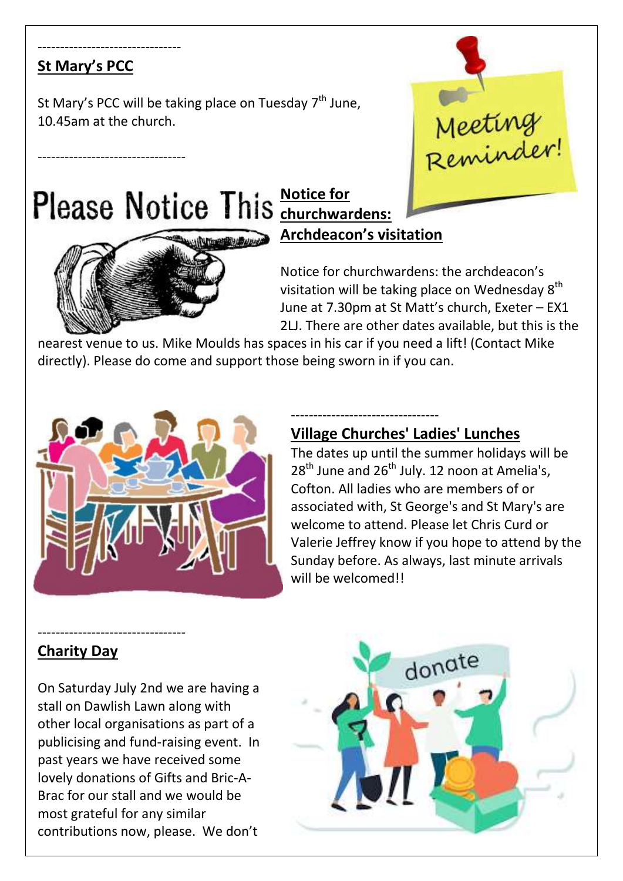---

## St Mary's PCC

St Mary's PCC will be taking place on Tuesday 7th June, 10.45am at the church.

---

Please Notice This

## Notice for churchwardens: Archdeacon's visitation

Notice for churchwardens: the archdeacon's visitation will be taking place on Wednesday 8th June at 7.30pm at St Matt's church, Exeter – EX1 2LJ. There are other dates available, but this is the nearest venue to us. Mike Moulds has spaces in his car if you need a lift! (Contact Mike directly). Please do come and support those being sworn in if you can.

---

## Village Churches' Ladies' Lunches

The dates up until the summer holidays will be 28th June and 26th July. 12 noon at Amelia's, Cofton. All ladies who are members of or associated with, St George's and St Mary's are welcome to attend. Please let Chris Curd or Valerie Jeffrey know if you hope to attend by the Sunday before. As always, last minute arrivals will be welcomed!!

---

## Charity Day

On Saturday July 2nd we are having a stall on Dawlish Lawn along with other local organisations as part of a publicising and fund-raising event. In past years we have received some lovely donations of Gifts and Bric-A-Brac for our stall and we would be most grateful for any similar contributions now, please. We don't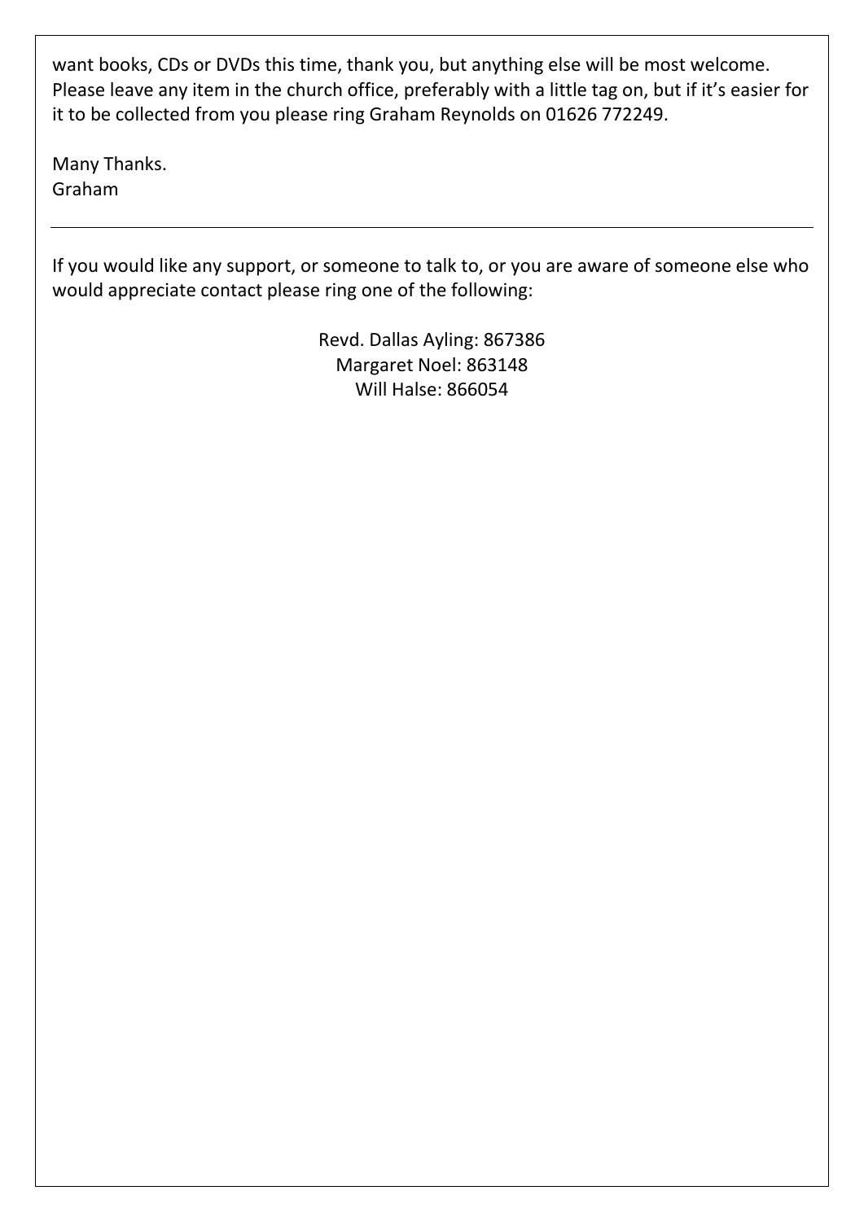want books, CDs or DVDs this time, thank you, but anything else will be most welcome. Please leave any item in the church office, preferably with a little tag on, but if it's easier for it to be collected from you please ring Graham Reynolds on 01626 772249.

Many Thanks.
Graham

---

If you would like any support, or someone to talk to, or you are aware of someone else who would appreciate contact please ring one of the following:

Revd. Dallas Ayling: 867386
Margaret Noel: 863148
Will Halse: 866054